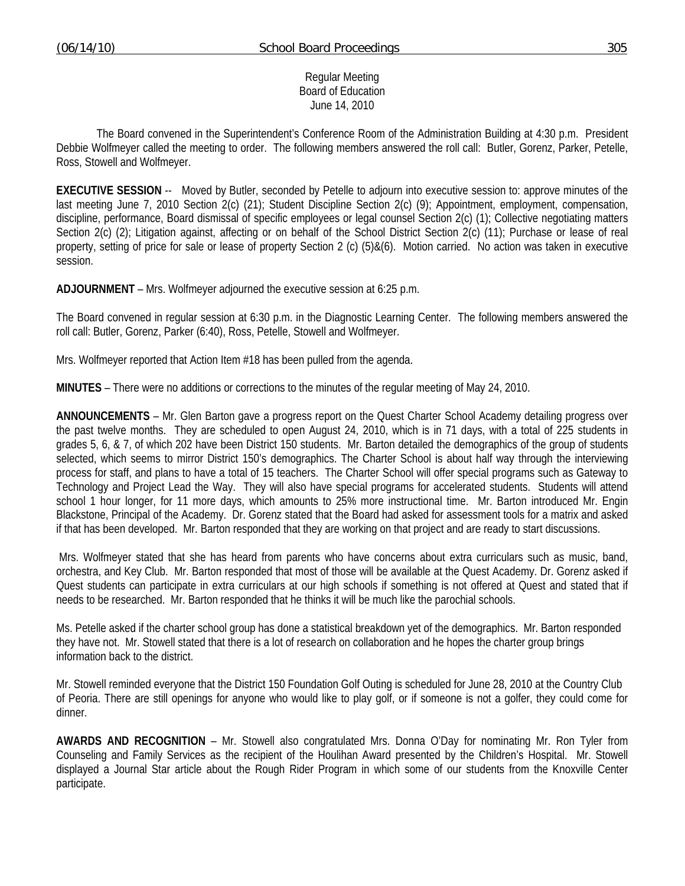Regular Meeting
Board of Education
June 14, 2010

The Board convened in the Superintendent's Conference Room of the Administration Building at 4:30 p.m. President Debbie Wolfmeyer called the meeting to order. The following members answered the roll call: Butler, Gorenz, Parker, Petelle, Ross, Stowell and Wolfmeyer.

**EXECUTIVE SESSION** -- Moved by Butler, seconded by Petelle to adjourn into executive session to: approve minutes of the last meeting June 7, 2010 Section 2(c) (21); Student Discipline Section 2(c) (9); Appointment, employment, compensation, discipline, performance, Board dismissal of specific employees or legal counsel Section 2(c) (1); Collective negotiating matters Section 2(c) (2); Litigation against, affecting or on behalf of the School District Section 2(c) (11); Purchase or lease of real property, setting of price for sale or lease of property Section 2 (c) (5)&(6). Motion carried. No action was taken in executive session.

**ADJOURNMENT** – Mrs. Wolfmeyer adjourned the executive session at 6:25 p.m.

The Board convened in regular session at 6:30 p.m. in the Diagnostic Learning Center. The following members answered the roll call: Butler, Gorenz, Parker (6:40), Ross, Petelle, Stowell and Wolfmeyer.

Mrs. Wolfmeyer reported that Action Item #18 has been pulled from the agenda.

**MINUTES** – There were no additions or corrections to the minutes of the regular meeting of May 24, 2010.

**ANNOUNCEMENTS** – Mr. Glen Barton gave a progress report on the Quest Charter School Academy detailing progress over the past twelve months. They are scheduled to open August 24, 2010, which is in 71 days, with a total of 225 students in grades 5, 6, & 7, of which 202 have been District 150 students. Mr. Barton detailed the demographics of the group of students selected, which seems to mirror District 150's demographics. The Charter School is about half way through the interviewing process for staff, and plans to have a total of 15 teachers. The Charter School will offer special programs such as Gateway to Technology and Project Lead the Way. They will also have special programs for accelerated students. Students will attend school 1 hour longer, for 11 more days, which amounts to 25% more instructional time. Mr. Barton introduced Mr. Engin Blackstone, Principal of the Academy. Dr. Gorenz stated that the Board had asked for assessment tools for a matrix and asked if that has been developed. Mr. Barton responded that they are working on that project and are ready to start discussions.

Mrs. Wolfmeyer stated that she has heard from parents who have concerns about extra curriculars such as music, band, orchestra, and Key Club. Mr. Barton responded that most of those will be available at the Quest Academy. Dr. Gorenz asked if Quest students can participate in extra curriculars at our high schools if something is not offered at Quest and stated that if needs to be researched. Mr. Barton responded that he thinks it will be much like the parochial schools.

Ms. Petelle asked if the charter school group has done a statistical breakdown yet of the demographics. Mr. Barton responded they have not. Mr. Stowell stated that there is a lot of research on collaboration and he hopes the charter group brings information back to the district.

Mr. Stowell reminded everyone that the District 150 Foundation Golf Outing is scheduled for June 28, 2010 at the Country Club of Peoria. There are still openings for anyone who would like to play golf, or if someone is not a golfer, they could come for dinner.

**AWARDS AND RECOGNITION** – Mr. Stowell also congratulated Mrs. Donna O'Day for nominating Mr. Ron Tyler from Counseling and Family Services as the recipient of the Houlihan Award presented by the Children's Hospital. Mr. Stowell displayed a Journal Star article about the Rough Rider Program in which some of our students from the Knoxville Center participate.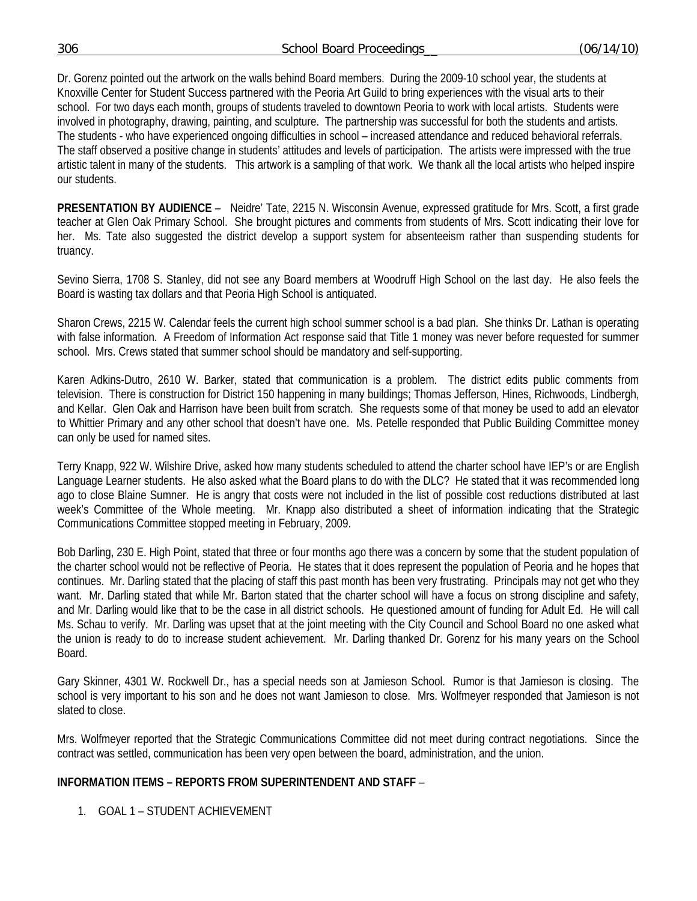Dr. Gorenz pointed out the artwork on the walls behind Board members. During the 2009-10 school year, the students at Knoxville Center for Student Success partnered with the Peoria Art Guild to bring experiences with the visual arts to their school. For two days each month, groups of students traveled to downtown Peoria to work with local artists. Students were involved in photography, drawing, painting, and sculpture. The partnership was successful for both the students and artists. The students - who have experienced ongoing difficulties in school – increased attendance and reduced behavioral referrals. The staff observed a positive change in students' attitudes and levels of participation. The artists were impressed with the true artistic talent in many of the students. This artwork is a sampling of that work. We thank all the local artists who helped inspire our students.

**PRESENTATION BY AUDIENCE** – Neidre' Tate, 2215 N. Wisconsin Avenue, expressed gratitude for Mrs. Scott, a first grade teacher at Glen Oak Primary School. She brought pictures and comments from students of Mrs. Scott indicating their love for her. Ms. Tate also suggested the district develop a support system for absenteeism rather than suspending students for truancy.

Sevino Sierra, 1708 S. Stanley, did not see any Board members at Woodruff High School on the last day. He also feels the Board is wasting tax dollars and that Peoria High School is antiquated.

Sharon Crews, 2215 W. Calendar feels the current high school summer school is a bad plan. She thinks Dr. Lathan is operating with false information. A Freedom of Information Act response said that Title 1 money was never before requested for summer school. Mrs. Crews stated that summer school should be mandatory and self-supporting.

Karen Adkins-Dutro, 2610 W. Barker, stated that communication is a problem. The district edits public comments from television. There is construction for District 150 happening in many buildings; Thomas Jefferson, Hines, Richwoods, Lindbergh, and Kellar. Glen Oak and Harrison have been built from scratch. She requests some of that money be used to add an elevator to Whittier Primary and any other school that doesn't have one. Ms. Petelle responded that Public Building Committee money can only be used for named sites.

Terry Knapp, 922 W. Wilshire Drive, asked how many students scheduled to attend the charter school have IEP's or are English Language Learner students. He also asked what the Board plans to do with the DLC? He stated that it was recommended long ago to close Blaine Sumner. He is angry that costs were not included in the list of possible cost reductions distributed at last week's Committee of the Whole meeting. Mr. Knapp also distributed a sheet of information indicating that the Strategic Communications Committee stopped meeting in February, 2009.

Bob Darling, 230 E. High Point, stated that three or four months ago there was a concern by some that the student population of the charter school would not be reflective of Peoria. He states that it does represent the population of Peoria and he hopes that continues. Mr. Darling stated that the placing of staff this past month has been very frustrating. Principals may not get who they want. Mr. Darling stated that while Mr. Barton stated that the charter school will have a focus on strong discipline and safety, and Mr. Darling would like that to be the case in all district schools. He questioned amount of funding for Adult Ed. He will call Ms. Schau to verify. Mr. Darling was upset that at the joint meeting with the City Council and School Board no one asked what the union is ready to do to increase student achievement. Mr. Darling thanked Dr. Gorenz for his many years on the School Board.

Gary Skinner, 4301 W. Rockwell Dr., has a special needs son at Jamieson School. Rumor is that Jamieson is closing. The school is very important to his son and he does not want Jamieson to close. Mrs. Wolfmeyer responded that Jamieson is not slated to close.

Mrs. Wolfmeyer reported that the Strategic Communications Committee did not meet during contract negotiations. Since the contract was settled, communication has been very open between the board, administration, and the union.

**INFORMATION ITEMS – REPORTS FROM SUPERINTENDENT AND STAFF** –

1. GOAL 1 – STUDENT ACHIEVEMENT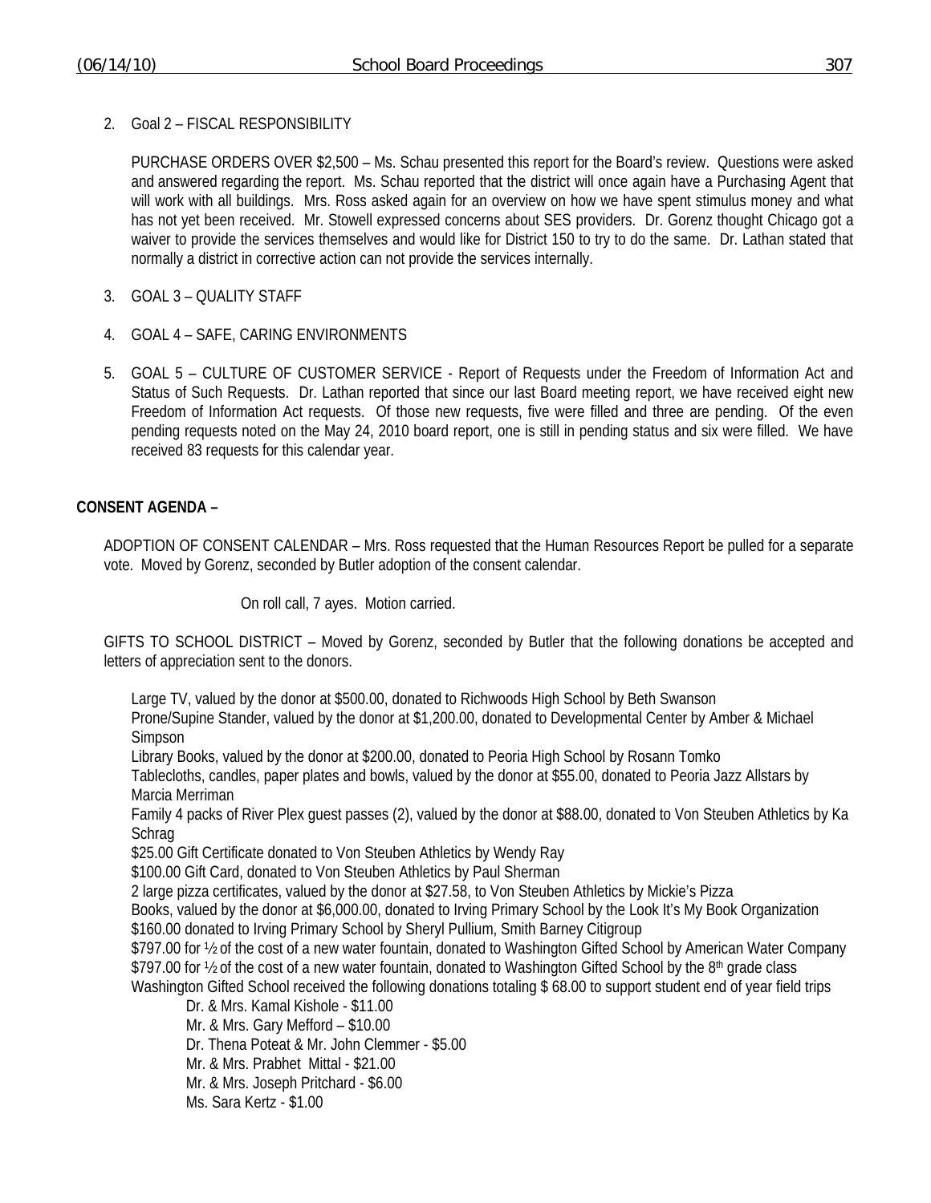2. Goal 2 – FISCAL RESPONSIBILITY

   PURCHASE ORDERS OVER $2,500 – Ms. Schau presented this report for the Board's review. Questions were asked and answered regarding the report. Ms. Schau reported that the district will once again have a Purchasing Agent that will work with all buildings. Mrs. Ross asked again for an overview on how we have spent stimulus money and what has not yet been received. Mr. Stowell expressed concerns about SES providers. Dr. Gorenz thought Chicago got a waiver to provide the services themselves and would like for District 150 to try to do the same. Dr. Lathan stated that normally a district in corrective action can not provide the services internally.

3. GOAL 3 – QUALITY STAFF

4. GOAL 4 – SAFE, CARING ENVIRONMENTS

5. GOAL 5 – CULTURE OF CUSTOMER SERVICE - Report of Requests under the Freedom of Information Act and Status of Such Requests. Dr. Lathan reported that since our last Board meeting report, we have received eight new Freedom of Information Act requests. Of those new requests, five were filled and three are pending. Of the even pending requests noted on the May 24, 2010 board report, one is still in pending status and six were filled. We have received 83 requests for this calendar year.

**CONSENT AGENDA –**

ADOPTION OF CONSENT CALENDAR – Mrs. Ross requested that the Human Resources Report be pulled for a separate vote. Moved by Gorenz, seconded by Butler adoption of the consent calendar.

On roll call, 7 ayes. Motion carried.

GIFTS TO SCHOOL DISTRICT – Moved by Gorenz, seconded by Butler that the following donations be accepted and letters of appreciation sent to the donors.

Large TV, valued by the donor at $500.00, donated to Richwoods High School by Beth Swanson
Prone/Supine Stander, valued by the donor at $1,200.00, donated to Developmental Center by Amber & Michael Simpson
Library Books, valued by the donor at $200.00, donated to Peoria High School by Rosann Tomko
Tablecloths, candles, paper plates and bowls, valued by the donor at $55.00, donated to Peoria Jazz Allstars by Marcia Merriman
Family 4 packs of River Plex guest passes (2), valued by the donor at $88.00, donated to Von Steuben Athletics by Ka Schrag
$25.00 Gift Certificate donated to Von Steuben Athletics by Wendy Ray
$100.00 Gift Card, donated to Von Steuben Athletics by Paul Sherman
2 large pizza certificates, valued by the donor at $27.58, to Von Steuben Athletics by Mickie's Pizza
Books, valued by the donor at $6,000.00, donated to Irving Primary School by the Look It's My Book Organization
$160.00 donated to Irving Primary School by Sheryl Pullium, Smith Barney Citigroup
$797.00 for ½ of the cost of a new water fountain, donated to Washington Gifted School by American Water Company
$797.00 for ½ of the cost of a new water fountain, donated to Washington Gifted School by the 8th grade class
Washington Gifted School received the following donations totaling $ 68.00 to support student end of year field trips

- Dr. & Mrs. Kamal Kishole - $11.00
- Mr. & Mrs. Gary Mefford – $10.00
- Dr. Thena Poteat & Mr. John Clemmer - $5.00
- Mr. & Mrs. Prabhet Mittal - $21.00
- Mr. & Mrs. Joseph Pritchard - $6.00
- Ms. Sara Kertz - $1.00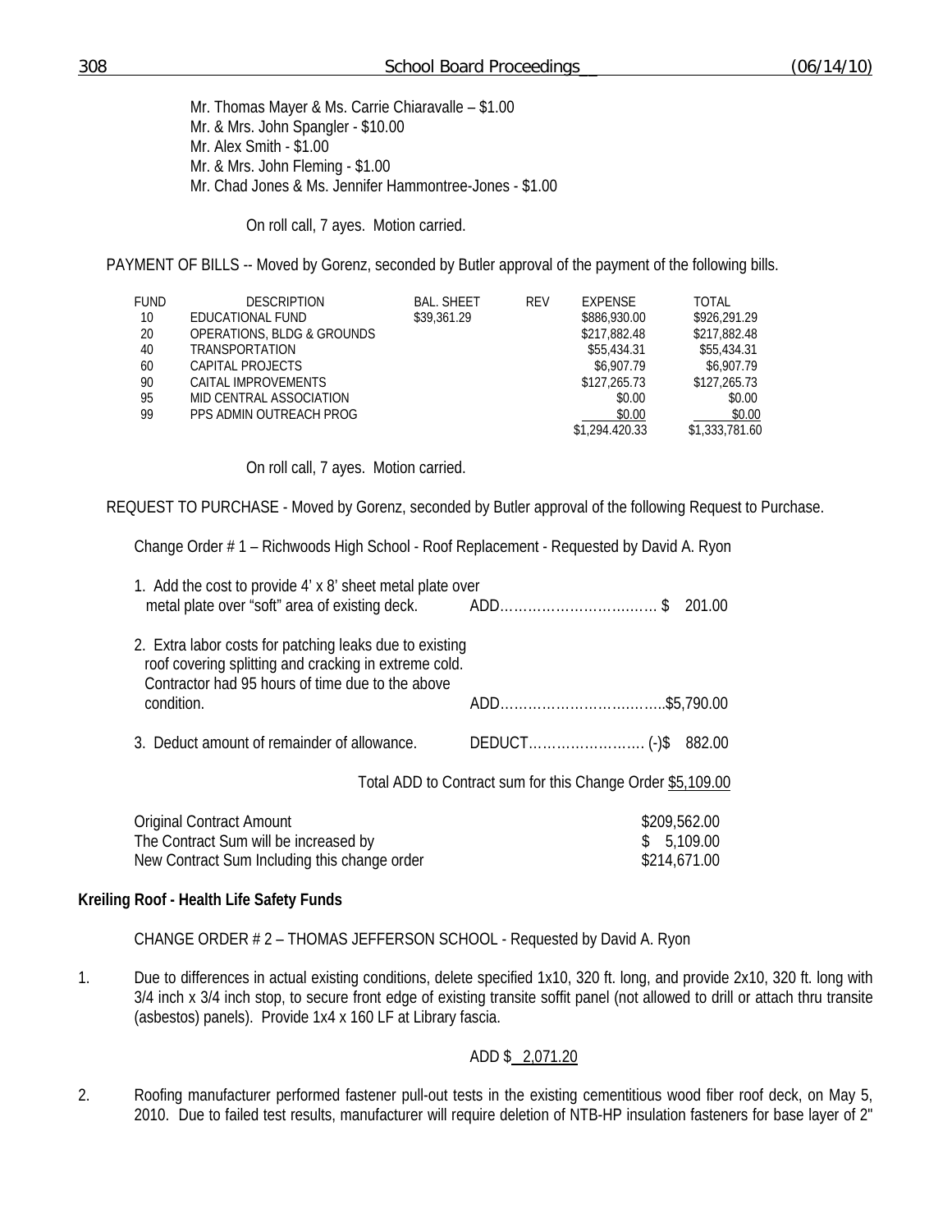Mr. Thomas Mayer & Ms. Carrie Chiaravalle – $1.00
Mr. & Mrs. John Spangler - $10.00
Mr. Alex Smith - $1.00
Mr. & Mrs. John Fleming - $1.00
Mr. Chad Jones & Ms. Jennifer Hammontree-Jones - $1.00

On roll call, 7 ayes. Motion carried.

PAYMENT OF BILLS -- Moved by Gorenz, seconded by Butler approval of the payment of the following bills.

| FUND | DESCRIPTION | BAL. SHEET | REV | EXPENSE | TOTAL |
|---|---|---|---|---|---|
| 10 | EDUCATIONAL FUND | $39,361.29 | | $886,930.00 | $926,291.29 |
| 20 | OPERATIONS, BLDG & GROUNDS | | | $217,882.48 | $217,882.48 |
| 40 | TRANSPORTATION | | | $55,434.31 | $55,434.31 |
| 60 | CAPITAL PROJECTS | | | $6,907.79 | $6,907.79 |
| 90 | CAITAL IMPROVEMENTS | | | $127,265.73 | $127,265.73 |
| 95 | MID CENTRAL ASSOCIATION | | | $0.00 | $0.00 |
| 99 | PPS ADMIN OUTREACH PROG | | | $0.00 | $0.00 |
| | | | | $1,294.420.33 | $1,333,781.60 |

On roll call, 7 ayes. Motion carried.

REQUEST TO PURCHASE - Moved by Gorenz, seconded by Butler approval of the following Request to Purchase.

Change Order # 1 – Richwoods High School - Roof Replacement - Requested by David A. Ryon

1. Add the cost to provide 4' x 8' sheet metal plate over metal plate over "soft" area of existing deck. ADD……………………………. $ 201.00

2. Extra labor costs for patching leaks due to existing roof covering splitting and cracking in extreme cold. Contractor had 95 hours of time due to the above condition. ADD……………………………..$5,790.00

3. Deduct amount of remainder of allowance. DEDUCT……………………. (-)$ 882.00

Total ADD to Contract sum for this Change Order $5,109.00

| | |
|---|---|
| Original Contract Amount | $209,562.00 |
| The Contract Sum will be increased by | $ 5,109.00 |
| New Contract Sum Including this change order | $214,671.00 |

**Kreiling Roof - Health Life Safety Funds**

CHANGE ORDER # 2 – THOMAS JEFFERSON SCHOOL - Requested by David A. Ryon

1. Due to differences in actual existing conditions, delete specified 1x10, 320 ft. long, and provide 2x10, 320 ft. long with 3/4 inch x 3/4 inch stop, to secure front edge of existing transite soffit panel (not allowed to drill or attach thru transite (asbestos) panels). Provide 1x4 x 160 LF at Library fascia.

   ADD $ 2,071.20

2. Roofing manufacturer performed fastener pull-out tests in the existing cementitious wood fiber roof deck, on May 5, 2010. Due to failed test results, manufacturer will require deletion of NTB-HP insulation fasteners for base layer of 2"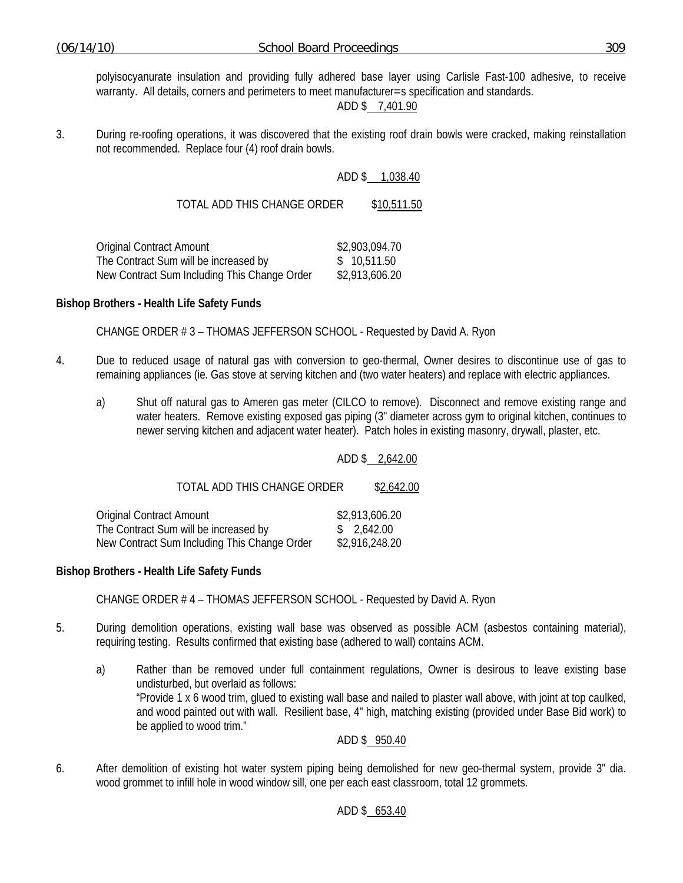polyisocyanurate insulation and providing fully adhered base layer using Carlisle Fast-100 adhesive, to receive warranty. All details, corners and perimeters to meet manufacturer=s specification and standards.

ADD $ 7,401.90

3. During re-roofing operations, it was discovered that the existing roof drain bowls were cracked, making reinstallation not recommended. Replace four (4) roof drain bowls.

ADD $ 1,038.40

TOTAL ADD THIS CHANGE ORDER $10,511.50

| | |
|---|---|
| Original Contract Amount | $2,903,094.70 |
| The Contract Sum will be increased by | $ 10,511.50 |
| New Contract Sum Including This Change Order | $2,913,606.20 |

**Bishop Brothers - Health Life Safety Funds**

CHANGE ORDER # 3 – THOMAS JEFFERSON SCHOOL - Requested by David A. Ryon

4. Due to reduced usage of natural gas with conversion to geo-thermal, Owner desires to discontinue use of gas to remaining appliances (ie. Gas stove at serving kitchen and (two water heaters) and replace with electric appliances.

   a) Shut off natural gas to Ameren gas meter (CILCO to remove). Disconnect and remove existing range and water heaters. Remove existing exposed gas piping (3" diameter across gym to original kitchen, continues to newer serving kitchen and adjacent water heater). Patch holes in existing masonry, drywall, plaster, etc.

ADD $ 2,642.00

TOTAL ADD THIS CHANGE ORDER $2,642.00

| | |
|---|---|
| Original Contract Amount | $2,913,606.20 |
| The Contract Sum will be increased by | $ 2,642.00 |
| New Contract Sum Including This Change Order | $2,916,248.20 |

**Bishop Brothers - Health Life Safety Funds**

CHANGE ORDER # 4 – THOMAS JEFFERSON SCHOOL - Requested by David A. Ryon

5. During demolition operations, existing wall base was observed as possible ACM (asbestos containing material), requiring testing. Results confirmed that existing base (adhered to wall) contains ACM.

   a) Rather than be removed under full containment regulations, Owner is desirous to leave existing base undisturbed, but overlaid as follows:
   "Provide 1 x 6 wood trim, glued to existing wall base and nailed to plaster wall above, with joint at top caulked, and wood painted out with wall. Resilient base, 4" high, matching existing (provided under Base Bid work) to be applied to wood trim."

ADD $ 950.40

6. After demolition of existing hot water system piping being demolished for new geo-thermal system, provide 3" dia. wood grommet to infill hole in wood window sill, one per each east classroom, total 12 grommets.

ADD $ 653.40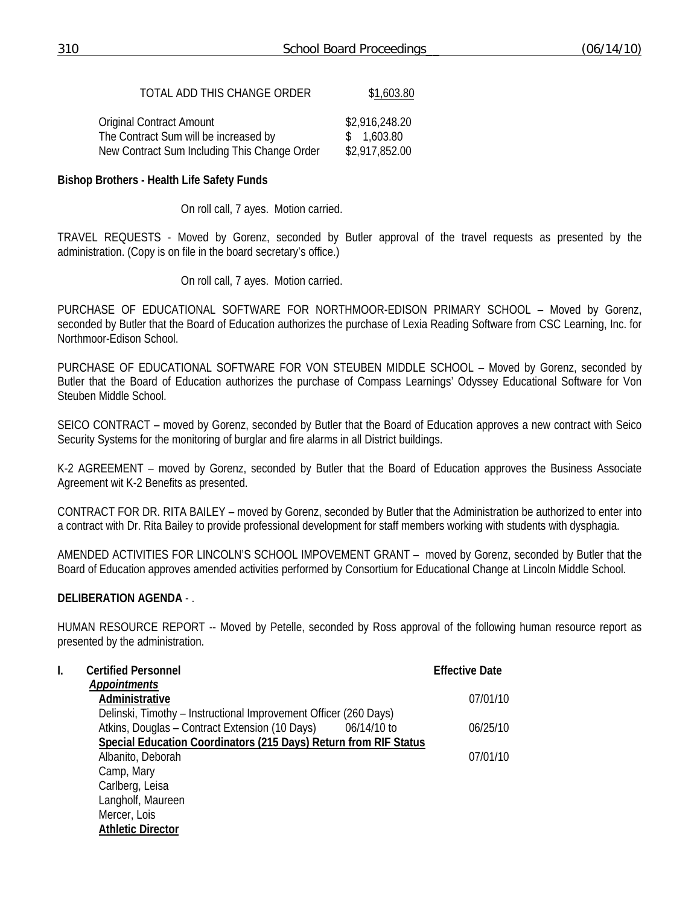| | |
|---|---|
| TOTAL ADD THIS CHANGE ORDER | $1,603.80 |
| Original Contract Amount | $2,916,248.20 |
| The Contract Sum will be increased by | $ 1,603.80 |
| New Contract Sum Including This Change Order | $2,917,852.00 |

**Bishop Brothers - Health Life Safety Funds**

On roll call, 7 ayes. Motion carried.

TRAVEL REQUESTS - Moved by Gorenz, seconded by Butler approval of the travel requests as presented by the administration. (Copy is on file in the board secretary's office.)

On roll call, 7 ayes. Motion carried.

PURCHASE OF EDUCATIONAL SOFTWARE FOR NORTHMOOR-EDISON PRIMARY SCHOOL – Moved by Gorenz, seconded by Butler that the Board of Education authorizes the purchase of Lexia Reading Software from CSC Learning, Inc. for Northmoor-Edison School.

PURCHASE OF EDUCATIONAL SOFTWARE FOR VON STEUBEN MIDDLE SCHOOL – Moved by Gorenz, seconded by Butler that the Board of Education authorizes the purchase of Compass Learnings' Odyssey Educational Software for Von Steuben Middle School.

SEICO CONTRACT – moved by Gorenz, seconded by Butler that the Board of Education approves a new contract with Seico Security Systems for the monitoring of burglar and fire alarms in all District buildings.

K-2 AGREEMENT – moved by Gorenz, seconded by Butler that the Board of Education approves the Business Associate Agreement wit K-2 Benefits as presented.

CONTRACT FOR DR. RITA BAILEY – moved by Gorenz, seconded by Butler that the Administration be authorized to enter into a contract with Dr. Rita Bailey to provide professional development for staff members working with students with dysphagia.

AMENDED ACTIVITIES FOR LINCOLN'S SCHOOL IMPOVEMENT GRANT – moved by Gorenz, seconded by Butler that the Board of Education approves amended activities performed by Consortium for Educational Change at Lincoln Middle School.

**DELIBERATION AGENDA** - .

HUMAN RESOURCE REPORT -- Moved by Petelle, seconded by Ross approval of the following human resource report as presented by the administration.

| | | | Effective Date |
|---|---|---|---|
| **I.** | **Certified Personnel** | | |
| | ***Appointments*** | | |
| | **Administrative** | | 07/01/10 |
| | Delinski, Timothy – Instructional Improvement Officer (260 Days) | | |
| | Atkins, Douglas – Contract Extension (10 Days) | 06/14/10 to | 06/25/10 |
| | **Special Education Coordinators (215 Days) Return from RIF Status** | | |
| | Albanito, Deborah | | 07/01/10 |
| | Camp, Mary | | |
| | Carlberg, Leisa | | |
| | Langholf, Maureen | | |
| | Mercer, Lois | | |
| | **Athletic Director** | | |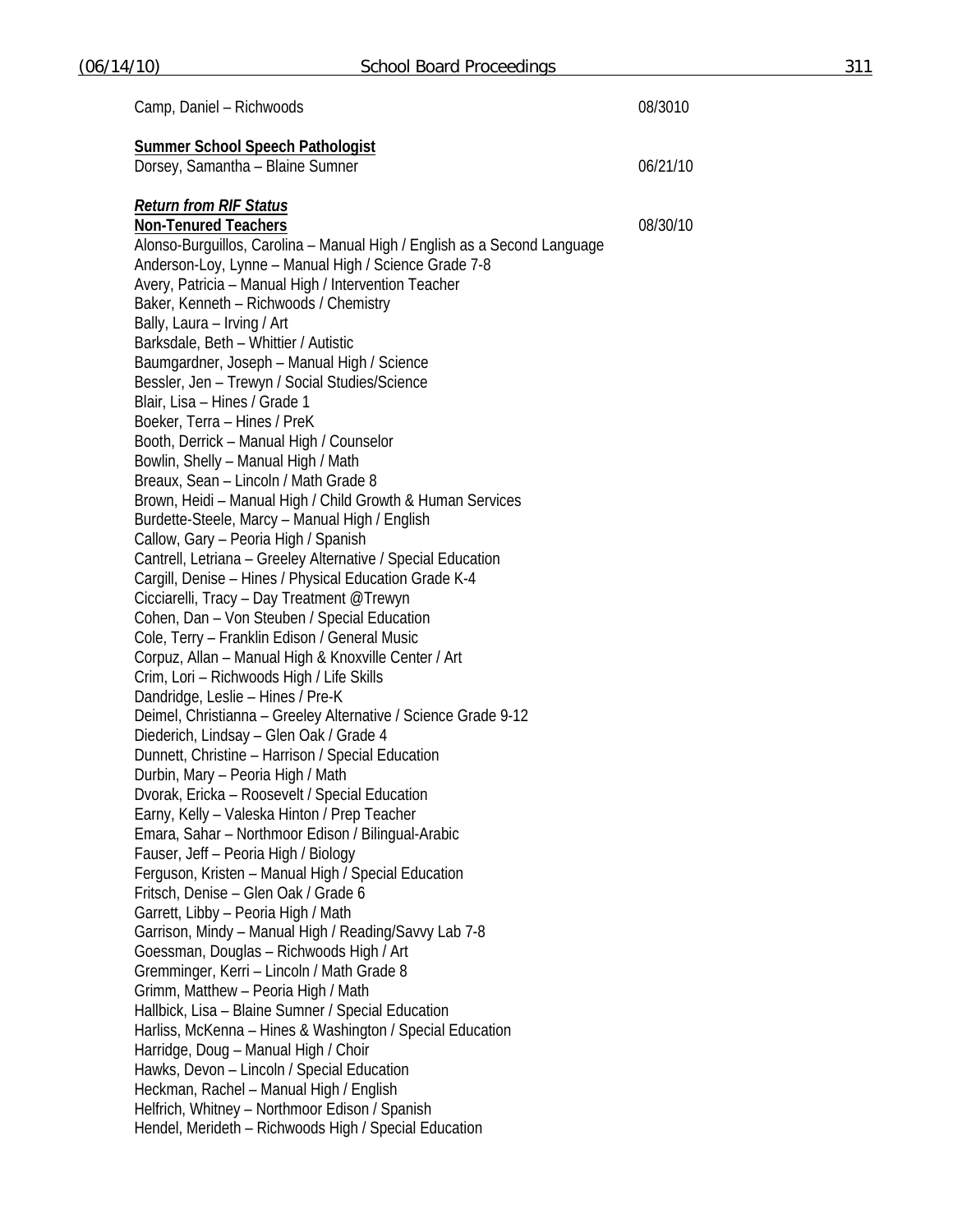Camp, Daniel – Richwoods 08/3010

**Summer School Speech Pathologist**

Dorsey, Samantha – Blaine Sumner 06/21/10

***Return from RIF Status***

**Non-Tenured Teachers** 08/30/10

Alonso-Burguillos, Carolina – Manual High / English as a Second Language
Anderson-Loy, Lynne – Manual High / Science Grade 7-8
Avery, Patricia – Manual High / Intervention Teacher
Baker, Kenneth – Richwoods / Chemistry
Bally, Laura – Irving / Art
Barksdale, Beth – Whittier / Autistic
Baumgardner, Joseph – Manual High / Science
Bessler, Jen – Trewyn / Social Studies/Science
Blair, Lisa – Hines / Grade 1
Boeker, Terra – Hines / PreK
Booth, Derrick – Manual High / Counselor
Bowlin, Shelly – Manual High / Math
Breaux, Sean – Lincoln / Math Grade 8
Brown, Heidi – Manual High / Child Growth & Human Services
Burdette-Steele, Marcy – Manual High / English
Callow, Gary – Peoria High / Spanish
Cantrell, Letriana – Greeley Alternative / Special Education
Cargill, Denise – Hines / Physical Education Grade K-4
Cicciarelli, Tracy – Day Treatment @Trewyn
Cohen, Dan – Von Steuben / Special Education
Cole, Terry – Franklin Edison / General Music
Corpuz, Allan – Manual High & Knoxville Center / Art
Crim, Lori – Richwoods High / Life Skills
Dandridge, Leslie – Hines / Pre-K
Deimel, Christianna – Greeley Alternative / Science Grade 9-12
Diederich, Lindsay – Glen Oak / Grade 4
Dunnett, Christine – Harrison / Special Education
Durbin, Mary – Peoria High / Math
Dvorak, Ericka – Roosevelt / Special Education
Earny, Kelly – Valeska Hinton / Prep Teacher
Emara, Sahar – Northmoor Edison / Bilingual-Arabic
Fauser, Jeff – Peoria High / Biology
Ferguson, Kristen – Manual High / Special Education
Fritsch, Denise – Glen Oak / Grade 6
Garrett, Libby – Peoria High / Math
Garrison, Mindy – Manual High / Reading/Savvy Lab 7-8
Goessman, Douglas – Richwoods High / Art
Gremminger, Kerri – Lincoln / Math Grade 8
Grimm, Matthew – Peoria High / Math
Hallbick, Lisa – Blaine Sumner / Special Education
Harliss, McKenna – Hines & Washington / Special Education
Harridge, Doug – Manual High / Choir
Hawks, Devon – Lincoln / Special Education
Heckman, Rachel – Manual High / English
Helfrich, Whitney – Northmoor Edison / Spanish
Hendel, Merideth – Richwoods High / Special Education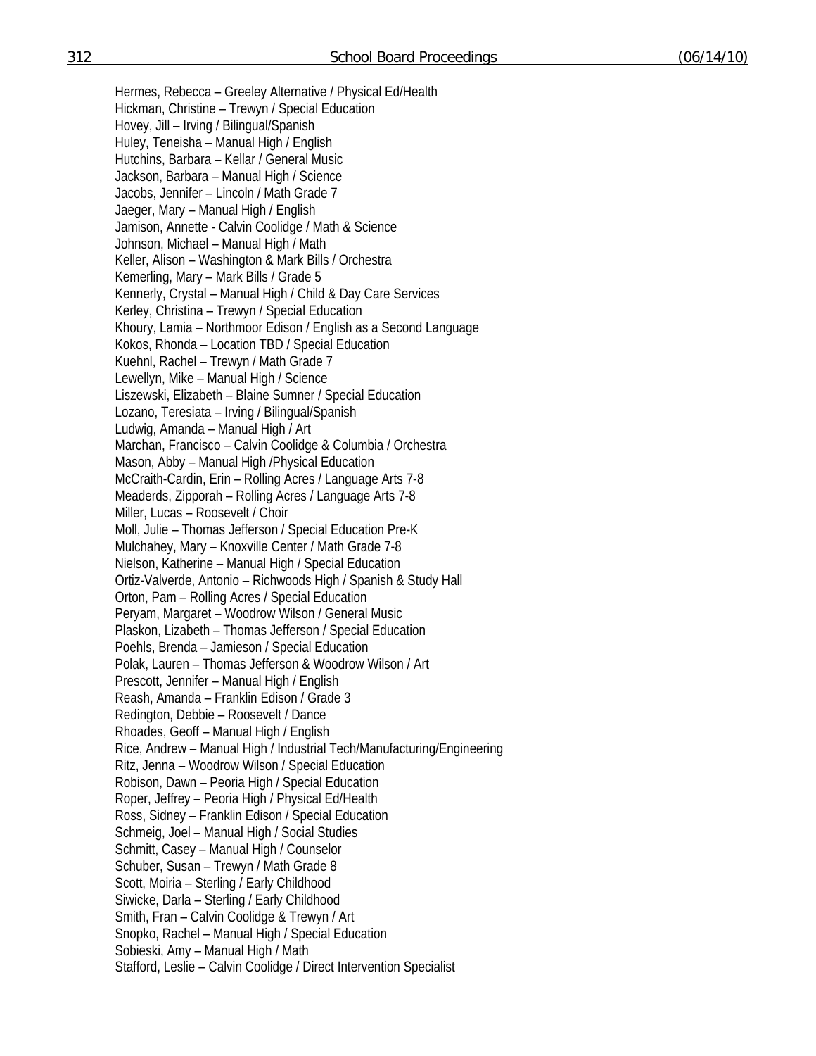Hermes, Rebecca – Greeley Alternative / Physical Ed/Health
Hickman, Christine – Trewyn / Special Education
Hovey, Jill – Irving / Bilingual/Spanish
Huley, Teneisha – Manual High / English
Hutchins, Barbara – Kellar / General Music
Jackson, Barbara – Manual High / Science
Jacobs, Jennifer – Lincoln / Math Grade 7
Jaeger, Mary – Manual High / English
Jamison, Annette - Calvin Coolidge / Math & Science
Johnson, Michael – Manual High / Math
Keller, Alison – Washington & Mark Bills / Orchestra
Kemerling, Mary – Mark Bills / Grade 5
Kennerly, Crystal – Manual High / Child & Day Care Services
Kerley, Christina – Trewyn / Special Education
Khoury, Lamia – Northmoor Edison / English as a Second Language
Kokos, Rhonda – Location TBD / Special Education
Kuehnl, Rachel – Trewyn / Math Grade 7
Lewellyn, Mike – Manual High / Science
Liszewski, Elizabeth – Blaine Sumner / Special Education
Lozano, Teresiata – Irving / Bilingual/Spanish
Ludwig, Amanda – Manual High / Art
Marchan, Francisco – Calvin Coolidge & Columbia / Orchestra
Mason, Abby – Manual High /Physical Education
McCraith-Cardin, Erin – Rolling Acres / Language Arts 7-8
Meaderds, Zipporah – Rolling Acres / Language Arts 7-8
Miller, Lucas – Roosevelt / Choir
Moll, Julie – Thomas Jefferson / Special Education Pre-K
Mulchahey, Mary – Knoxville Center / Math Grade 7-8
Nielson, Katherine – Manual High / Special Education
Ortiz-Valverde, Antonio – Richwoods High / Spanish & Study Hall
Orton, Pam – Rolling Acres / Special Education
Peryam, Margaret – Woodrow Wilson / General Music
Plaskon, Lizabeth – Thomas Jefferson / Special Education
Poehls, Brenda – Jamieson / Special Education
Polak, Lauren – Thomas Jefferson & Woodrow Wilson / Art
Prescott, Jennifer – Manual High / English
Reash, Amanda – Franklin Edison / Grade 3
Redington, Debbie – Roosevelt / Dance
Rhoades, Geoff – Manual High / English
Rice, Andrew – Manual High / Industrial Tech/Manufacturing/Engineering
Ritz, Jenna – Woodrow Wilson / Special Education
Robison, Dawn – Peoria High / Special Education
Roper, Jeffrey – Peoria High / Physical Ed/Health
Ross, Sidney – Franklin Edison / Special Education
Schmeig, Joel – Manual High / Social Studies
Schmitt, Casey – Manual High / Counselor
Schuber, Susan – Trewyn / Math Grade 8
Scott, Moiria – Sterling / Early Childhood
Siwicke, Darla – Sterling / Early Childhood
Smith, Fran – Calvin Coolidge & Trewyn / Art
Snopko, Rachel – Manual High / Special Education
Sobieski, Amy – Manual High / Math
Stafford, Leslie – Calvin Coolidge / Direct Intervention Specialist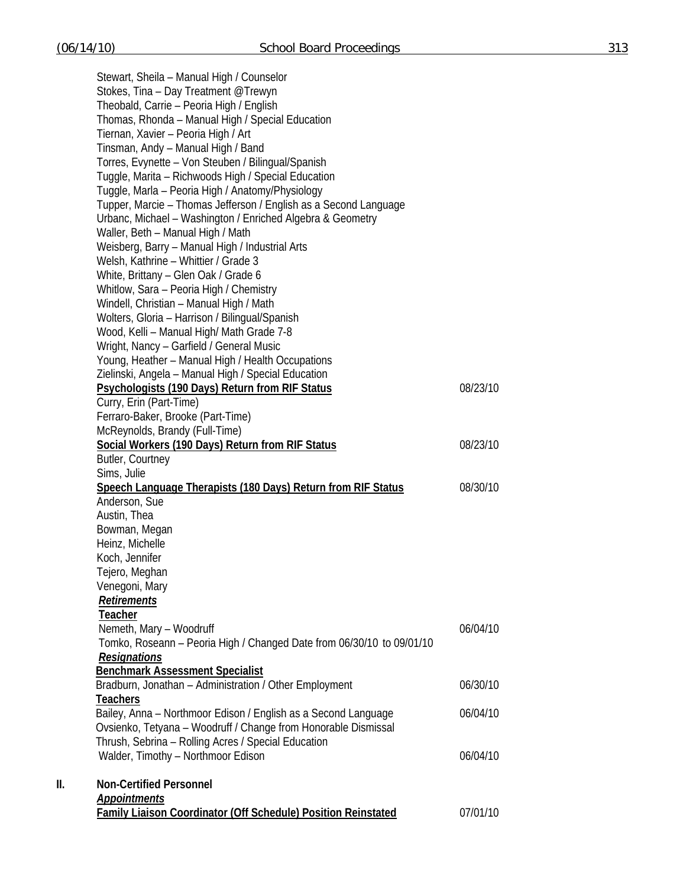Stewart, Sheila – Manual High / Counselor
Stokes, Tina – Day Treatment @Trewyn
Theobald, Carrie – Peoria High / English
Thomas, Rhonda – Manual High / Special Education
Tiernan, Xavier – Peoria High / Art
Tinsman, Andy – Manual High / Band
Torres, Evynette – Von Steuben / Bilingual/Spanish
Tuggle, Marita – Richwoods High / Special Education
Tuggle, Marla – Peoria High / Anatomy/Physiology
Tupper, Marcie – Thomas Jefferson / English as a Second Language
Urbanc, Michael – Washington / Enriched Algebra & Geometry
Waller, Beth – Manual High / Math
Weisberg, Barry – Manual High / Industrial Arts
Welsh, Kathrine – Whittier / Grade 3
White, Brittany – Glen Oak / Grade 6
Whitlow, Sara – Peoria High / Chemistry
Windell, Christian – Manual High / Math
Wolters, Gloria – Harrison / Bilingual/Spanish
Wood, Kelli – Manual High/ Math Grade 7-8
Wright, Nancy – Garfield / General Music
Young, Heather – Manual High / Health Occupations
Zielinski, Angela – Manual High / Special Education

**Psychologists (190 Days) Return from RIF Status** 08/23/10

Curry, Erin (Part-Time)
Ferraro-Baker, Brooke (Part-Time)
McReynolds, Brandy (Full-Time)

**Social Workers (190 Days) Return from RIF Status** 08/23/10

Butler, Courtney
Sims, Julie

**Speech Language Therapists (180 Days) Return from RIF Status** 08/30/10

Anderson, Sue
Austin, Thea
Bowman, Megan
Heinz, Michelle
Koch, Jennifer
Tejero, Meghan
Venegoni, Mary

***Retirements***

**Teacher**

Nemeth, Mary – Woodruff 06/04/10
Tomko, Roseann – Peoria High / Changed Date from 06/30/10 to 09/01/10

***Resignations***

**Benchmark Assessment Specialist**

Bradburn, Jonathan – Administration / Other Employment 06/30/10

**Teachers**

Bailey, Anna – Northmoor Edison / English as a Second Language 06/04/10
Ovsienko, Tetyana – Woodruff / Change from Honorable Dismissal
Thrush, Sebrina – Rolling Acres / Special Education
Walder, Timothy – Northmoor Edison 06/04/10

## II. Non-Certified Personnel

***Appointments***

**Family Liaison Coordinator (Off Schedule) Position Reinstated** 07/01/10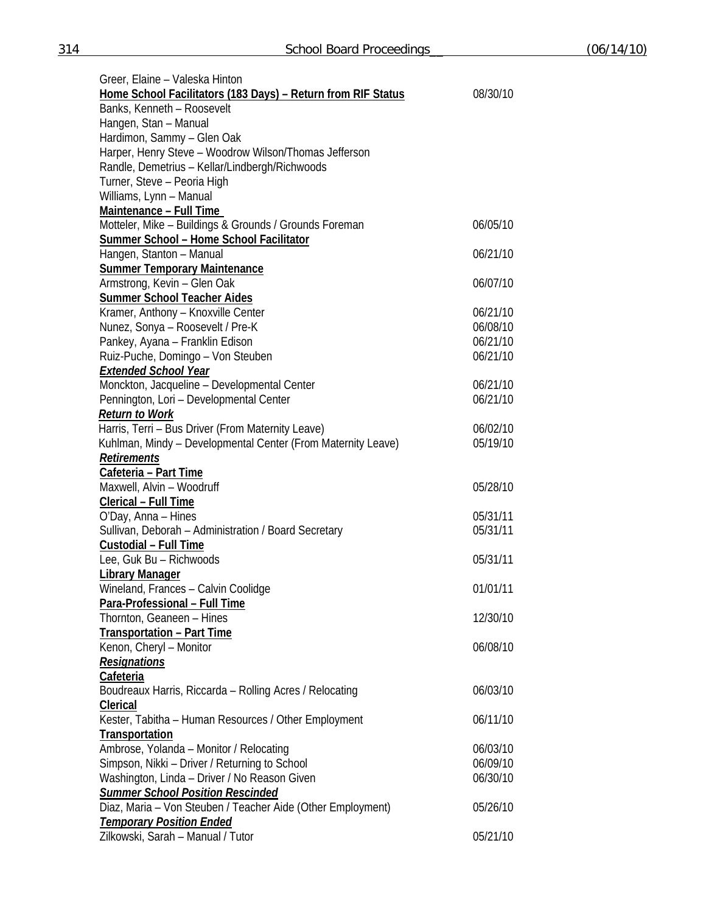Greer, Elaine – Valeska Hinton

**Home School Facilitators (183 Days) – Return from RIF Status** 08/30/10

Banks, Kenneth – Roosevelt
Hangen, Stan – Manual
Hardimon, Sammy – Glen Oak
Harper, Henry Steve – Woodrow Wilson/Thomas Jefferson
Randle, Demetrius – Kellar/Lindbergh/Richwoods
Turner, Steve – Peoria High
Williams, Lynn – Manual

**Maintenance – Full Time**

| | |
|---|---|
| Motteler, Mike – Buildings & Grounds / Grounds Foreman | 06/05/10 |

**Summer School – Home School Facilitator**

| | |
|---|---|
| Hangen, Stanton – Manual | 06/21/10 |

**Summer Temporary Maintenance**

| | |
|---|---|
| Armstrong, Kevin – Glen Oak | 06/07/10 |

**Summer School Teacher Aides**

| | |
|---|---|
| Kramer, Anthony – Knoxville Center | 06/21/10 |
| Nunez, Sonya – Roosevelt / Pre-K | 06/08/10 |
| Pankey, Ayana – Franklin Edison | 06/21/10 |
| Ruiz-Puche, Domingo – Von Steuben | 06/21/10 |

***Extended School Year***

| | |
|---|---|
| Monckton, Jacqueline – Developmental Center | 06/21/10 |
| Pennington, Lori – Developmental Center | 06/21/10 |

***Return to Work***

| | |
|---|---|
| Harris, Terri – Bus Driver (From Maternity Leave) | 06/02/10 |
| Kuhlman, Mindy – Developmental Center (From Maternity Leave) | 05/19/10 |

***Retirements***

**Cafeteria – Part Time**

| | |
|---|---|
| Maxwell, Alvin – Woodruff | 05/28/10 |

**Clerical – Full Time**

| | |
|---|---|
| O'Day, Anna – Hines | 05/31/11 |
| Sullivan, Deborah – Administration / Board Secretary | 05/31/11 |

**Custodial – Full Time**

| | |
|---|---|
| Lee, Guk Bu – Richwoods | 05/31/11 |

**Library Manager**

| | |
|---|---|
| Wineland, Frances – Calvin Coolidge | 01/01/11 |

**Para-Professional – Full Time**

| | |
|---|---|
| Thornton, Geaneen – Hines | 12/30/10 |

**Transportation – Part Time**

| | |
|---|---|
| Kenon, Cheryl – Monitor | 06/08/10 |

***Resignations***

**Cafeteria**

| | |
|---|---|
| Boudreaux Harris, Riccarda – Rolling Acres / Relocating | 06/03/10 |

**Clerical**

| | |
|---|---|
| Kester, Tabitha – Human Resources / Other Employment | 06/11/10 |

**Transportation**

| | |
|---|---|
| Ambrose, Yolanda – Monitor / Relocating | 06/03/10 |
| Simpson, Nikki – Driver / Returning to School | 06/09/10 |
| Washington, Linda – Driver / No Reason Given | 06/30/10 |

***Summer School Position Rescinded***

| | |
|---|---|
| Diaz, Maria – Von Steuben / Teacher Aide (Other Employment) | 05/26/10 |

***Temporary Position Ended***

| | |
|---|---|
| Zilkowski, Sarah – Manual / Tutor | 05/21/10 |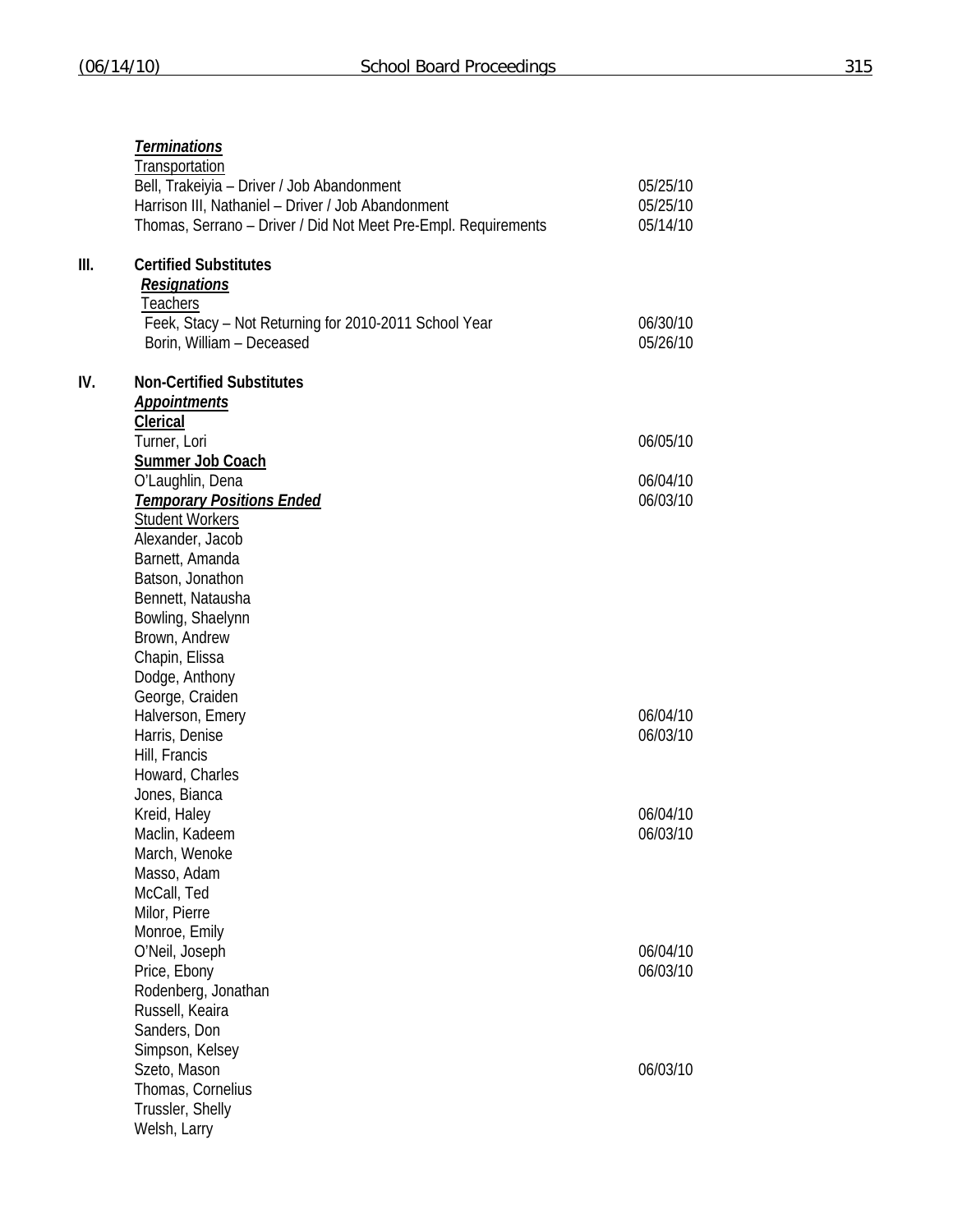***Terminations***

Transportation

| | |
|---|---|
| Bell, Trakeiyia – Driver / Job Abandonment | 05/25/10 |
| Harrison III, Nathaniel – Driver / Job Abandonment | 05/25/10 |
| Thomas, Serrano – Driver / Did Not Meet Pre-Empl. Requirements | 05/14/10 |

**III. Certified Substitutes**

***Resignations***

Teachers

| | |
|---|---|
| Feek, Stacy – Not Returning for 2010-2011 School Year | 06/30/10 |
| Borin, William – Deceased | 05/26/10 |

**IV. Non-Certified Substitutes**

***Appointments***

**Clerical**

| | |
|---|---|
| Turner, Lori | 06/05/10 |

**Summer Job Coach**

| | |
|---|---|
| O'Laughlin, Dena | 06/04/10 |

***Temporary Positions Ended*** 06/03/10

Student Workers

| | |
|---|---|
| Alexander, Jacob | |
| Barnett, Amanda | |
| Batson, Jonathon | |
| Bennett, Natausha | |
| Bowling, Shaelynn | |
| Brown, Andrew | |
| Chapin, Elissa | |
| Dodge, Anthony | |
| George, Craiden | |
| Halverson, Emery | 06/04/10 |
| Harris, Denise | 06/03/10 |
| Hill, Francis | |
| Howard, Charles | |
| Jones, Bianca | |
| Kreid, Haley | 06/04/10 |
| Maclin, Kadeem | 06/03/10 |
| March, Wenoke | |
| Masso, Adam | |
| McCall, Ted | |
| Milor, Pierre | |
| Monroe, Emily | |
| O'Neil, Joseph | 06/04/10 |
| Price, Ebony | 06/03/10 |
| Rodenberg, Jonathan | |
| Russell, Keaira | |
| Sanders, Don | |
| Simpson, Kelsey | |
| Szeto, Mason | 06/03/10 |
| Thomas, Cornelius | |
| Trussler, Shelly | |
| Welsh, Larry | |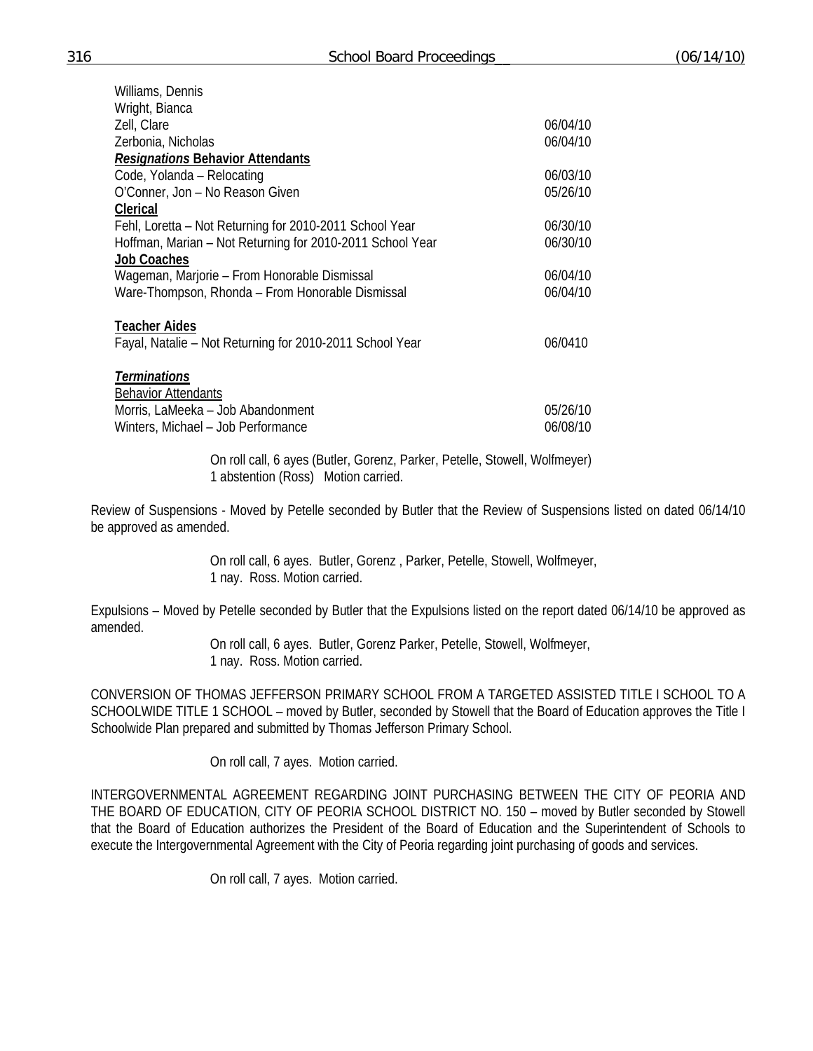| | |
|---|---|
| Williams, Dennis | |
| Wright, Bianca | |
| Zell, Clare | 06/04/10 |
| Zerbonia, Nicholas | 06/04/10 |
| ***Resignations* Behavior Attendants** | |
| Code, Yolanda – Relocating | 06/03/10 |
| O'Conner, Jon – No Reason Given | 05/26/10 |
| **Clerical** | |
| Fehl, Loretta – Not Returning for 2010-2011 School Year | 06/30/10 |
| Hoffman, Marian – Not Returning for 2010-2011 School Year | 06/30/10 |
| **Job Coaches** | |
| Wageman, Marjorie – From Honorable Dismissal | 06/04/10 |
| Ware-Thompson, Rhonda – From Honorable Dismissal | 06/04/10 |
| **Teacher Aides** | |
| Fayal, Natalie – Not Returning for 2010-2011 School Year | 06/0410 |
| ***Terminations*** | |
| Behavior Attendants | |
| Morris, LaMeeka – Job Abandonment | 05/26/10 |
| Winters, Michael – Job Performance | 06/08/10 |

On roll call, 6 ayes (Butler, Gorenz, Parker, Petelle, Stowell, Wolfmeyer)
1 abstention (Ross) Motion carried.

Review of Suspensions - Moved by Petelle seconded by Butler that the Review of Suspensions listed on dated 06/14/10 be approved as amended.

On roll call, 6 ayes. Butler, Gorenz , Parker, Petelle, Stowell, Wolfmeyer,
1 nay. Ross. Motion carried.

Expulsions – Moved by Petelle seconded by Butler that the Expulsions listed on the report dated 06/14/10 be approved as amended.

On roll call, 6 ayes. Butler, Gorenz Parker, Petelle, Stowell, Wolfmeyer,
1 nay. Ross. Motion carried.

CONVERSION OF THOMAS JEFFERSON PRIMARY SCHOOL FROM A TARGETED ASSISTED TITLE I SCHOOL TO A SCHOOLWIDE TITLE 1 SCHOOL – moved by Butler, seconded by Stowell that the Board of Education approves the Title I Schoolwide Plan prepared and submitted by Thomas Jefferson Primary School.

On roll call, 7 ayes. Motion carried.

INTERGOVERNMENTAL AGREEMENT REGARDING JOINT PURCHASING BETWEEN THE CITY OF PEORIA AND THE BOARD OF EDUCATION, CITY OF PEORIA SCHOOL DISTRICT NO. 150 – moved by Butler seconded by Stowell that the Board of Education authorizes the President of the Board of Education and the Superintendent of Schools to execute the Intergovernmental Agreement with the City of Peoria regarding joint purchasing of goods and services.

On roll call, 7 ayes. Motion carried.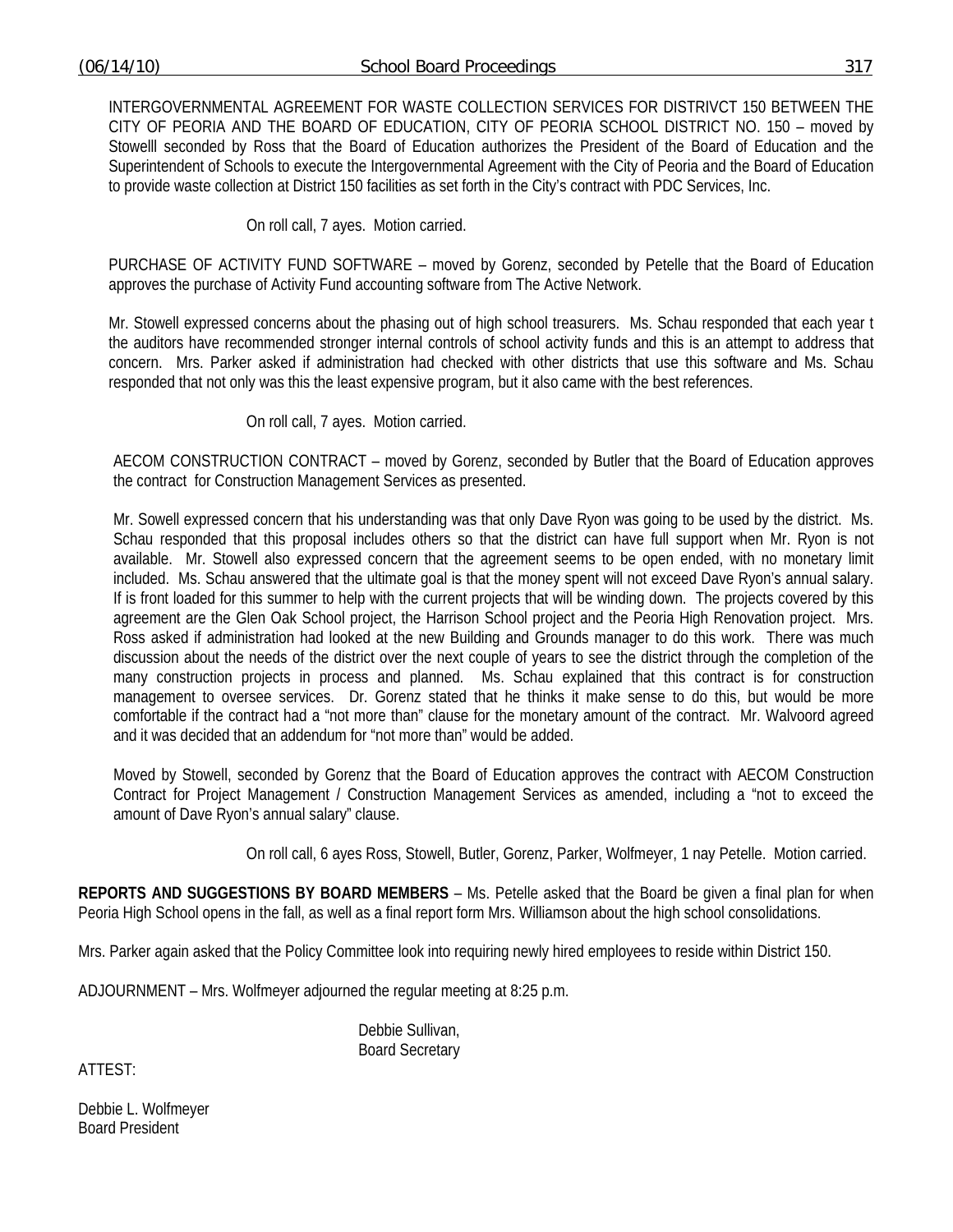INTERGOVERNMENTAL AGREEMENT FOR WASTE COLLECTION SERVICES FOR DISTRIVCT 150 BETWEEN THE CITY OF PEORIA AND THE BOARD OF EDUCATION, CITY OF PEORIA SCHOOL DISTRICT NO. 150 – moved by Stowelll seconded by Ross that the Board of Education authorizes the President of the Board of Education and the Superintendent of Schools to execute the Intergovernmental Agreement with the City of Peoria and the Board of Education to provide waste collection at District 150 facilities as set forth in the City's contract with PDC Services, Inc.

On roll call, 7 ayes. Motion carried.

PURCHASE OF ACTIVITY FUND SOFTWARE – moved by Gorenz, seconded by Petelle that the Board of Education approves the purchase of Activity Fund accounting software from The Active Network.

Mr. Stowell expressed concerns about the phasing out of high school treasurers. Ms. Schau responded that each year t the auditors have recommended stronger internal controls of school activity funds and this is an attempt to address that concern. Mrs. Parker asked if administration had checked with other districts that use this software and Ms. Schau responded that not only was this the least expensive program, but it also came with the best references.

On roll call, 7 ayes. Motion carried.

AECOM CONSTRUCTION CONTRACT – moved by Gorenz, seconded by Butler that the Board of Education approves the contract for Construction Management Services as presented.

Mr. Sowell expressed concern that his understanding was that only Dave Ryon was going to be used by the district. Ms. Schau responded that this proposal includes others so that the district can have full support when Mr. Ryon is not available. Mr. Stowell also expressed concern that the agreement seems to be open ended, with no monetary limit included. Ms. Schau answered that the ultimate goal is that the money spent will not exceed Dave Ryon's annual salary. If is front loaded for this summer to help with the current projects that will be winding down. The projects covered by this agreement are the Glen Oak School project, the Harrison School project and the Peoria High Renovation project. Mrs. Ross asked if administration had looked at the new Building and Grounds manager to do this work. There was much discussion about the needs of the district over the next couple of years to see the district through the completion of the many construction projects in process and planned. Ms. Schau explained that this contract is for construction management to oversee services. Dr. Gorenz stated that he thinks it make sense to do this, but would be more comfortable if the contract had a "not more than" clause for the monetary amount of the contract. Mr. Walvoord agreed and it was decided that an addendum for "not more than" would be added.

Moved by Stowell, seconded by Gorenz that the Board of Education approves the contract with AECOM Construction Contract for Project Management / Construction Management Services as amended, including a "not to exceed the amount of Dave Ryon's annual salary" clause.

On roll call, 6 ayes Ross, Stowell, Butler, Gorenz, Parker, Wolfmeyer, 1 nay Petelle. Motion carried.

**REPORTS AND SUGGESTIONS BY BOARD MEMBERS** – Ms. Petelle asked that the Board be given a final plan for when Peoria High School opens in the fall, as well as a final report form Mrs. Williamson about the high school consolidations.

Mrs. Parker again asked that the Policy Committee look into requiring newly hired employees to reside within District 150.

ADJOURNMENT – Mrs. Wolfmeyer adjourned the regular meeting at 8:25 p.m.

Debbie Sullivan,
Board Secretary

ATTEST:

Debbie L. Wolfmeyer
Board President